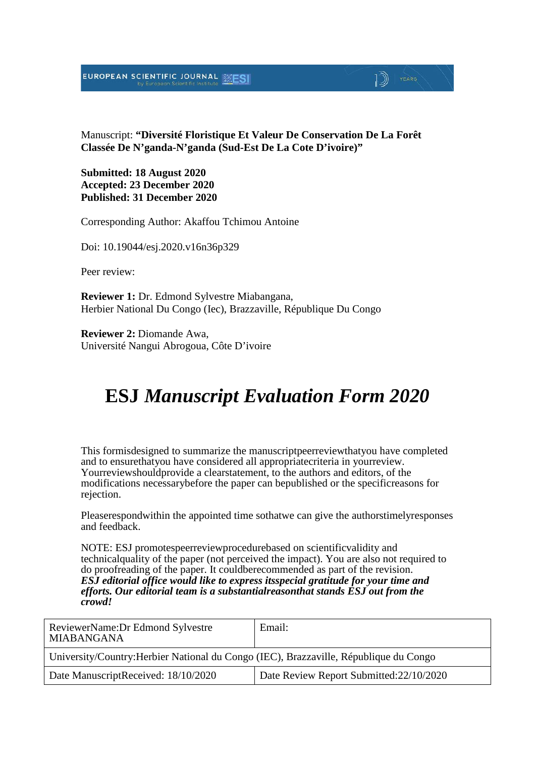Manuscript: **"Diversité Floristique Et Valeur De Conservation De La Forêt Classée De N'ganda-N'ganda (Sud-Est De La Cote D'ivoire)"**

**Submitted: 18 August 2020**
**Accepted: 23 December 2020**
**Published: 31 December 2020**

Corresponding Author: Akaffou Tchimou Antoine

Doi: 10.19044/esj.2020.v16n36p329

Peer review:

**Reviewer 1:** Dr. Edmond Sylvestre Miabangana,
Herbier National Du Congo (Iec), Brazzaville, République Du Congo

**Reviewer 2:** Diomande Awa,
Université Nangui Abrogoua, Côte D'ivoire

# ESJ *Manuscript Evaluation Form 2020*

This formisdesigned to summarize the manuscriptpeerreviewthatyou have completed and to ensurethatyou have considered all appropriatecriteria in yourreview. Yourreviewshouldprovide a clearstatement, to the authors and editors, of the modifications necessarybefore the paper can bepublished or the specificreasons for rejection.

Pleaserespondwithin the appointed time sothatwe can give the authorstimelyresponses and feedback.

NOTE: ESJ promotespeerreviewprocedurebased on scientificvalidity and technicalquality of the paper (not perceived the impact). You are also not required to do proofreading of the paper. It couldberecommended as part of the revision.
***ESJ editorial office would like to express itsspecial gratitude for your time and efforts. Our editorial team is a substantialreasonthat stands ESJ out from the crowd!***

| ReviewerName:Dr Edmond Sylvestre MIABANGANA | Email: |
|---|---|
| University/Country:Herbier National du Congo (IEC), Brazzaville, République du Congo | |
| Date ManuscriptReceived: 18/10/2020 | Date Review Report Submitted:22/10/2020 |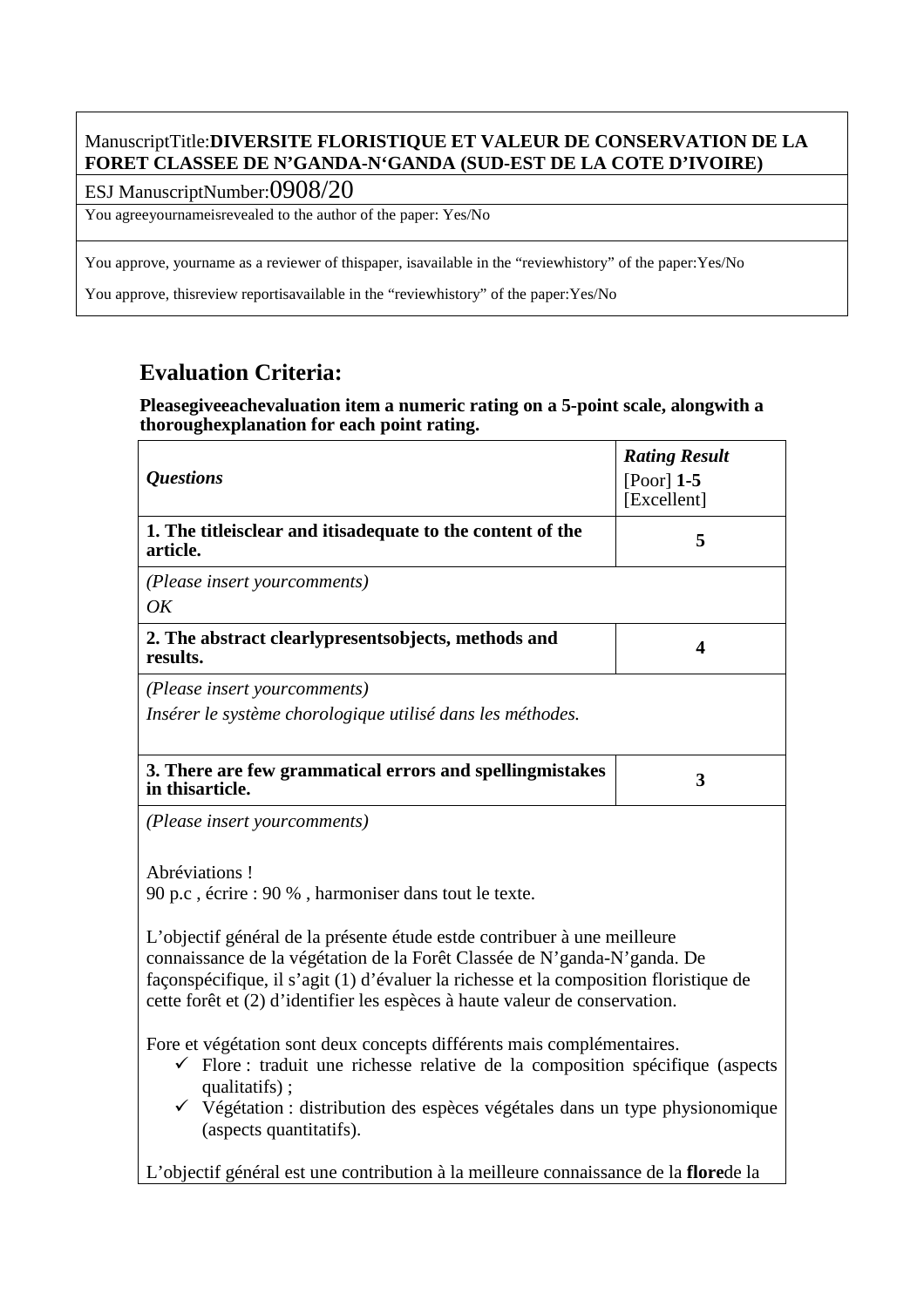ManuscriptTitle:**DIVERSITE FLORISTIQUE ET VALEUR DE CONSERVATION DE LA FORET CLASSEE DE N'GANDA-N'GANDA (SUD-EST DE LA COTE D'IVOIRE)**

ESJ ManuscriptNumber:0908/20

You agreeyournameisrevealed to the author of the paper: Yes/No

You approve, yourname as a reviewer of thispaper, isavailable in the "reviewhistory" of the paper:Yes/No

You approve, thisreview reportisavailable in the "reviewhistory" of the paper:Yes/No

## Evaluation Criteria:

**Pleasegiveeachevaluation item a numeric rating on a 5-point scale, alongwith a thoroughexplanation for each point rating.**

| *Questions* | ***Rating Result*** [Poor] **1-5** [Excellent] |
|---|---|
| **1. The titleisclear and itisadequate to the content of the article.** | **5** |
| *(Please insert yourcomments)* *OK* | |
| **2. The abstract clearlypresentsobjects, methods and results.** | **4** |
| *(Please insert yourcomments)* *Insérer le système chorologique utilisé dans les méthodes.* | |
| **3. There are few grammatical errors and spellingmistakes in thisarticle.** | **3** |

*(Please insert yourcomments)*

Abréviations !
90 p.c , écrire : 90 % , harmoniser dans tout le texte.

L'objectif général de la présente étude estde contribuer à une meilleure connaissance de la végétation de la Forêt Classée de N'ganda-N'ganda. De façonspécifique, il s'agit (1) d'évaluer la richesse et la composition floristique de cette forêt et (2) d'identifier les espèces à haute valeur de conservation.

Fore et végétation sont deux concepts différents mais complémentaires.

- ✓ Flore : traduit une richesse relative de la composition spécifique (aspects qualitatifs) ;
- ✓ Végétation : distribution des espèces végétales dans un type physionomique (aspects quantitatifs).

L'objectif général est une contribution à la meilleure connaissance de la **flore**de la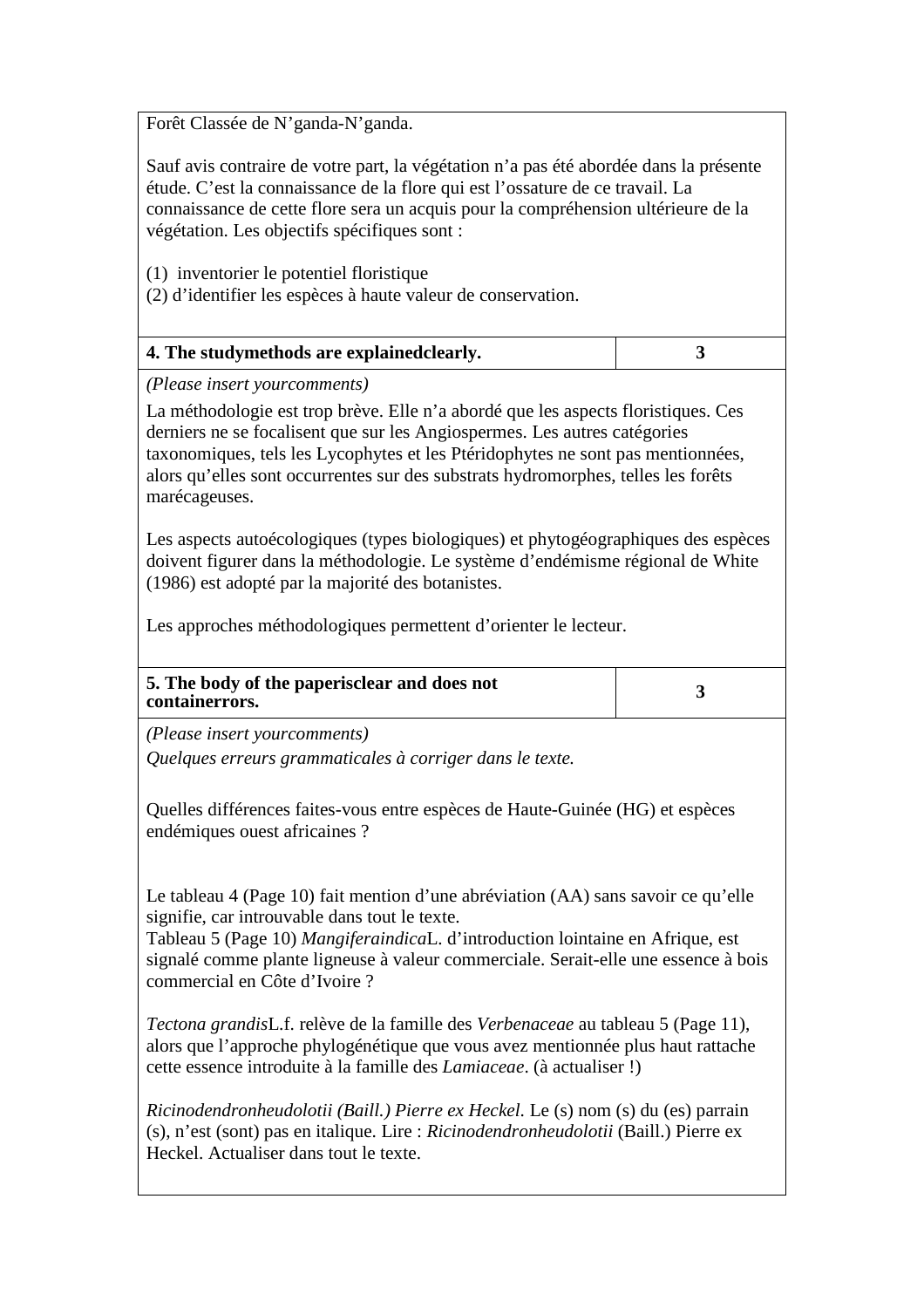| Forêt Classée de N'ganda-N'ganda.<br><br>Sauf avis contraire de votre part, la végétation n'a pas été abordée dans la présente étude. C'est la connaissance de la flore qui est l'ossature de ce travail. La connaissance de cette flore sera un acquis pour la compréhension ultérieure de la végétation. Les objectifs spécifiques sont :<br><br>(1) inventorier le potentiel floristique<br>(2) d'identifier les espèces à haute valeur de conservation. | |
|---|---|
| **4. The studymethods are explainedclearly.** | **3** |
| *(Please insert yourcomments)*<br>La méthodologie est trop brève. Elle n'a abordé que les aspects floristiques. Ces derniers ne se focalisent que sur les Angiospermes. Les autres catégories taxonomiques, tels les Lycophytes et les Ptéridophytes ne sont pas mentionnées, alors qu'elles sont occurrentes sur des substrats hydromorphes, telles les forêts marécageuses.<br><br>Les aspects autoécologiques (types biologiques) et phytogéographiques des espèces doivent figurer dans la méthodologie. Le système d'endémisme régional de White (1986) est adopté par la majorité des botanistes.<br><br>Les approches méthodologiques permettent d'orienter le lecteur. | |
| **5. The body of the paperisclear and does not containerrors.** | **3** |
| *(Please insert yourcomments)*<br>*Quelques erreurs grammaticales à corriger dans le texte.*<br><br>Quelles différences faites-vous entre espèces de Haute-Guinée (HG) et espèces endémiques ouest africaines ?<br><br>Le tableau 4 (Page 10) fait mention d'une abréviation (AA) sans savoir ce qu'elle signifie, car introuvable dans tout le texte.<br>Tableau 5 (Page 10) *Mangiferaindica*L. d'introduction lointaine en Afrique, est signalé comme plante ligneuse à valeur commerciale. Serait-elle une essence à bois commercial en Côte d'Ivoire ?<br><br>*Tectona grandis*L.f. relève de la famille des *Verbenaceae* au tableau 5 (Page 11), alors que l'approche phylogénétique que vous avez mentionnée plus haut rattache cette essence introduite à la famille des *Lamiaceae*. (à actualiser !)<br><br>*Ricinodendronheudolotii (Baill.) Pierre ex Heckel*. Le (s) nom (s) du (es) parrain (s), n'est (sont) pas en italique. Lire : *Ricinodendronheudolotii* (Baill.) Pierre ex Heckel. Actualiser dans tout le texte. | |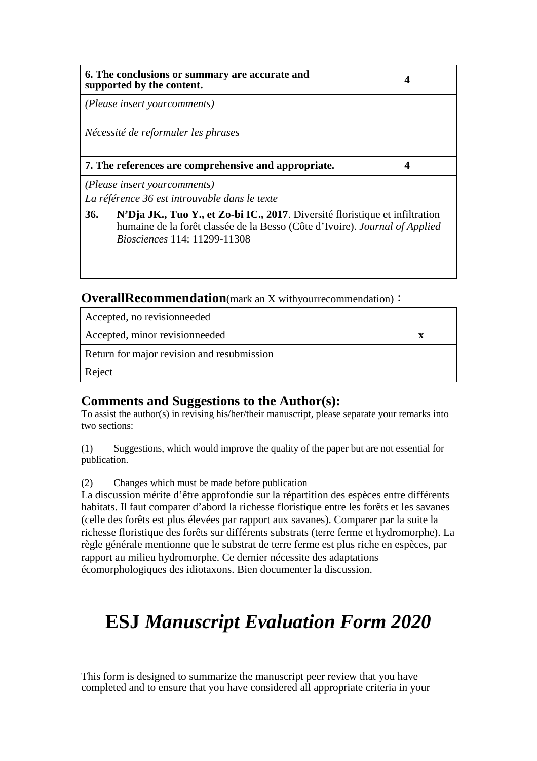| 6. The conclusions or summary are accurate and supported by the content. | 4 |
| --- | --- |
| *(Please insert yourcomments)*<br><br>*Nécessité de reformuler les phrases* | |

| 7. The references are comprehensive and appropriate. | 4 |
| --- | --- |
| *(Please insert yourcomments)*<br>*La référence 36 est introuvable dans le texte*<br>**36.** **N'Dja JK., Tuo Y., et Zo-bi IC., 2017**. Diversité floristique et infiltration humaine de la forêt classée de la Besso (Côte d'Ivoire). *Journal of Applied Biosciences* 114: 11299-11308 | |

## OverallRecommendation(mark an X withyourrecommendation)：

| Accepted, no revisionneeded | |
| --- | --- |
| Accepted, minor revisionneeded | x |
| Return for major revision and resubmission | |
| Reject | |

## Comments and Suggestions to the Author(s):

To assist the author(s) in revising his/her/their manuscript, please separate your remarks into two sections:

(1) Suggestions, which would improve the quality of the paper but are not essential for publication.

(2) Changes which must be made before publication

La discussion mérite d'être approfondie sur la répartition des espèces entre différents habitats. Il faut comparer d'abord la richesse floristique entre les forêts et les savanes (celle des forêts est plus élevées par rapport aux savanes). Comparer par la suite la richesse floristique des forêts sur différents substrats (terre ferme et hydromorphe). La règle générale mentionne que le substrat de terre ferme est plus riche en espèces, par rapport au milieu hydromorphe. Ce dernier nécessite des adaptations écomorphologiques des idiotaxons. Bien documenter la discussion.

# ESJ *Manuscript Evaluation Form 2020*

This form is designed to summarize the manuscript peer review that you have completed and to ensure that you have considered all appropriate criteria in your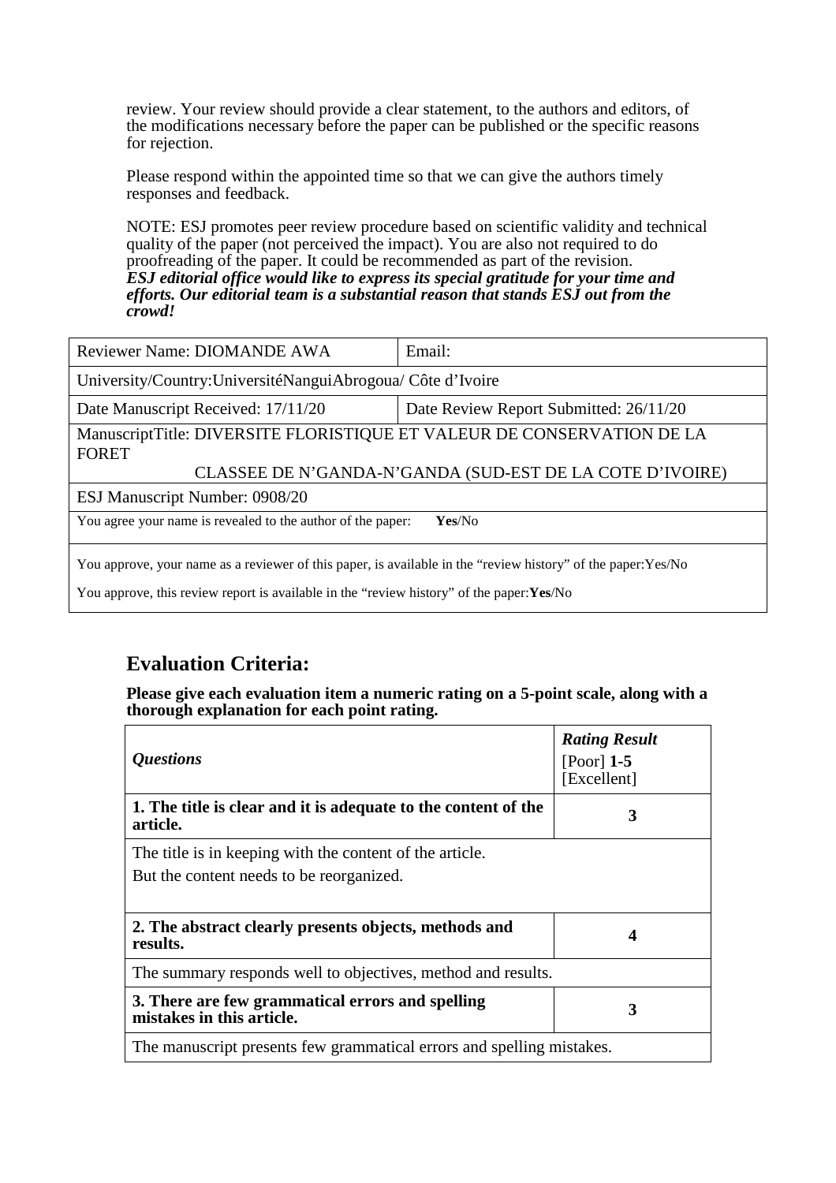review. Your review should provide a clear statement, to the authors and editors, of the modifications necessary before the paper can be published or the specific reasons for rejection.

Please respond within the appointed time so that we can give the authors timely responses and feedback.

NOTE: ESJ promotes peer review procedure based on scientific validity and technical quality of the paper (not perceived the impact). You are also not required to do proofreading of the paper. It could be recommended as part of the revision.
***ESJ editorial office would like to express its special gratitude for your time and efforts. Our editorial team is a substantial reason that stands ESJ out from the crowd!***

| Reviewer Name: DIOMANDE AWA | Email: |
|---|---|
| University/Country:UniversitéNanguiAbrogoua/ Côte d'Ivoire | |
| Date Manuscript Received: 17/11/20 | Date Review Report Submitted: 26/11/20 |
| ManuscriptTitle: DIVERSITE FLORISTIQUE ET VALEUR DE CONSERVATION DE LA FORET CLASSEE DE N'GANDA-N'GANDA (SUD-EST DE LA COTE D'IVOIRE) | |
| ESJ Manuscript Number: 0908/20 | |
| You agree your name is revealed to the author of the paper: **Yes**/No | |
| You approve, your name as a reviewer of this paper, is available in the "review history" of the paper:Yes/No<br>You approve, this review report is available in the "review history" of the paper:**Yes**/No | |

## Evaluation Criteria:

**Please give each evaluation item a numeric rating on a 5-point scale, along with a thorough explanation for each point rating.**

| ***Questions*** | ***Rating Result*** [Poor] **1-5** [Excellent] |
|---|---|
| **1. The title is clear and it is adequate to the content of the article.** | **3** |
| The title is in keeping with the content of the article.<br>But the content needs to be reorganized. | |
| **2. The abstract clearly presents objects, methods and results.** | **4** |
| The summary responds well to objectives, method and results. | |
| **3. There are few grammatical errors and spelling mistakes in this article.** | **3** |
| The manuscript presents few grammatical errors and spelling mistakes. | |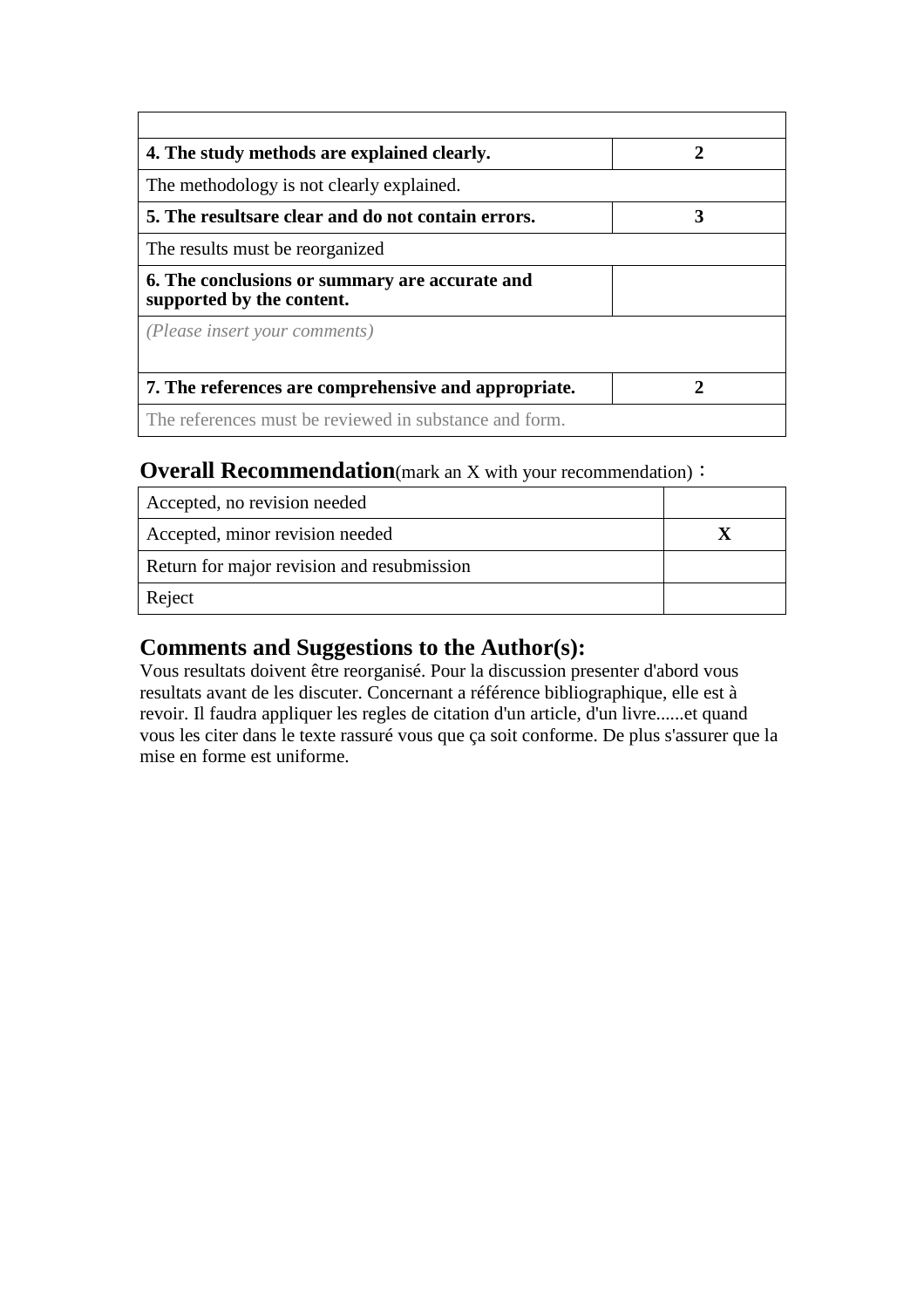| | |
|---|---|
| **4. The study methods are explained clearly.** | **2** |
| The methodology is not clearly explained. | |
| **5. The resultsare clear and do not contain errors.** | **3** |
| The results must be reorganized | |
| **6. The conclusions or summary are accurate and supported by the content.** | |
| *(Please insert your comments)* | |
| **7. The references are comprehensive and appropriate.** | **2** |
| The references must be reviewed in substance and form. | |

## Overall Recommendation(mark an X with your recommendation)：

| | |
|---|---|
| Accepted, no revision needed | |
| Accepted, minor revision needed | **X** |
| Return for major revision and resubmission | |
| Reject | |

## Comments and Suggestions to the Author(s):

Vous resultats doivent être reorganisé. Pour la discussion presenter d'abord vous resultats avant de les discuter. Concernant a référence bibliographique, elle est à revoir. Il faudra appliquer les regles de citation d'un article, d'un livre......et quand vous les citer dans le texte rassuré vous que ça soit conforme. De plus s'assurer que la mise en forme est uniforme.